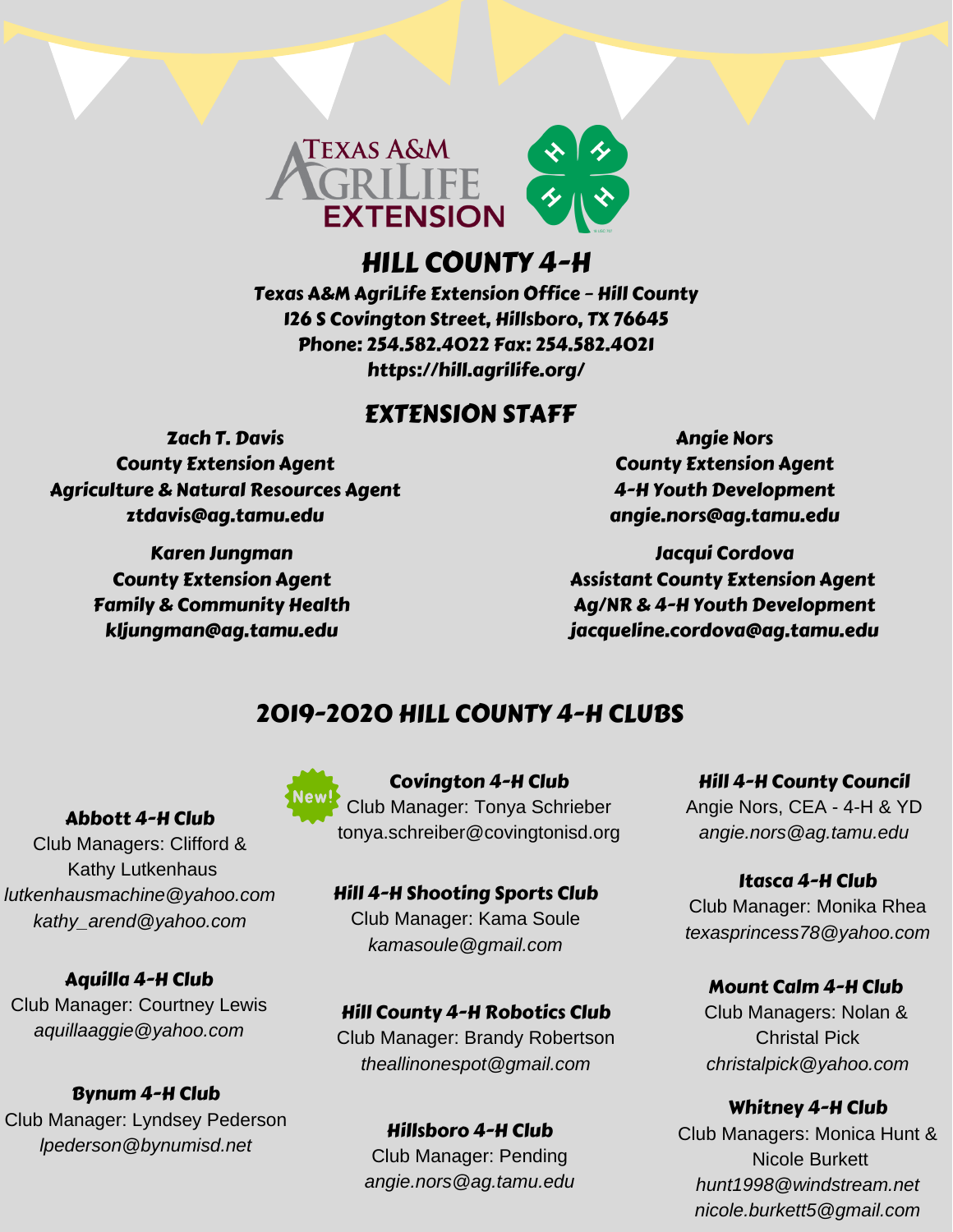# HILL COUNTY 4-H

**Texas A&M AgriLife Extension Office - Hill County**
**126 S Covington Street, Hillsboro, TX 76645**
**Phone: 254.582.4022 Fax: 254.582.4021**
**https://hill.agrilife.org/**

## EXTENSION STAFF

**Zach T. Davis**
**County Extension Agent**
**Agriculture & Natural Resources Agent**
**ztdavis@ag.tamu.edu**

**Angie Nors**
**County Extension Agent**
**4-H Youth Development**
**angie.nors@ag.tamu.edu**

**Karen Jungman**
**County Extension Agent**
**Family & Community Health**
**kljungman@ag.tamu.edu**

**Jacqui Cordova**
**Assistant County Extension Agent**
**Ag/NR & 4-H Youth Development**
**jacqueline.cordova@ag.tamu.edu**

## 2019-2020 HILL COUNTY 4-H CLUBS

**Abbott 4-H Club**
Club Managers: Clifford & Kathy Lutkenhaus
*lutkenhausmachine@yahoo.com*
*kathy_arend@yahoo.com*

**Aquilla 4-H Club**
Club Manager: Courtney Lewis
*aquillaaggie@yahoo.com*

**Bynum 4-H Club**
Club Manager: Lyndsey Pederson
*lpederson@bynumisd.net*

New!
**Covington 4-H Club**
Club Manager: Tonya Schrieber
tonya.schreiber@covingtonisd.org

**Hill 4-H Shooting Sports Club**
Club Manager: Kama Soule
*kamasoule@gmail.com*

**Hill County 4-H Robotics Club**
Club Manager: Brandy Robertson
*theallinonespot@gmail.com*

**Hillsboro 4-H Club**
Club Manager: Pending
*angie.nors@ag.tamu.edu*

**Hill 4-H County Council**
Angie Nors, CEA - 4-H & YD
*angie.nors@ag.tamu.edu*

**Itasca 4-H Club**
Club Manager: Monika Rhea
*texasprincess78@yahoo.com*

**Mount Calm 4-H Club**
Club Managers: Nolan & Christal Pick
*christalpick@yahoo.com*

**Whitney 4-H Club**
Club Managers: Monica Hunt & Nicole Burkett
*hunt1998@windstream.net*
*nicole.burkett5@gmail.com*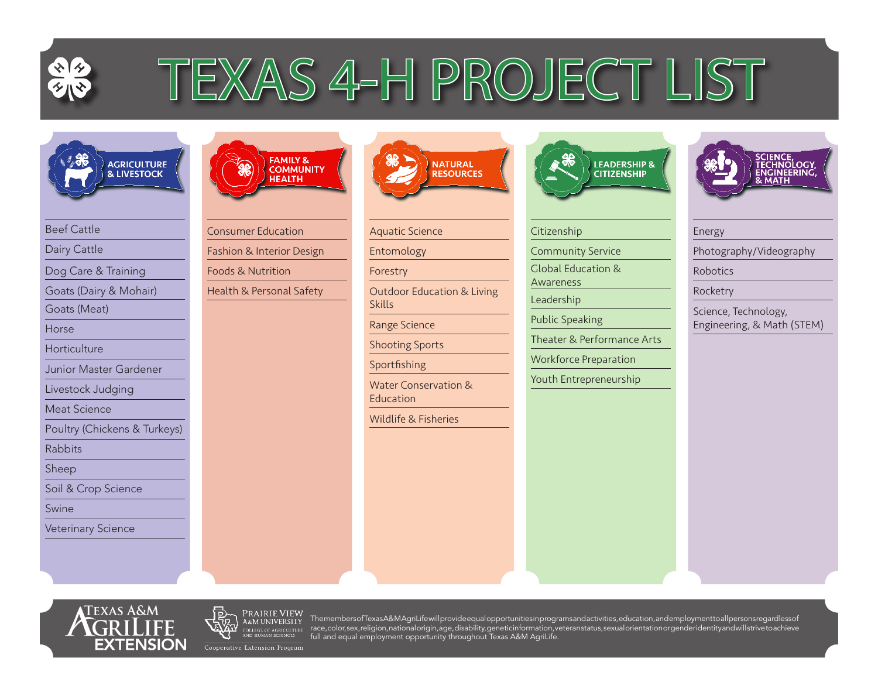# TEXAS 4-H PROJECT LIST

## AGRICULTURE & LIVESTOCK

- Beef Cattle
- Dairy Cattle
- Dog Care & Training
- Goats (Dairy & Mohair)
- Goats (Meat)
- Horse
- Horticulture
- Junior Master Gardener
- Livestock Judging
- Meat Science
- Poultry (Chickens & Turkeys)
- Rabbits
- Sheep
- Soil & Crop Science
- Swine
- Veterinary Science

## FAMILY & COMMUNITY HEALTH

- Consumer Education
- Fashion & Interior Design
- Foods & Nutrition
- Health & Personal Safety

## NATURAL RESOURCES

- Aquatic Science
- Entomology
- Forestry
- Outdoor Education & Living Skills
- Range Science
- Shooting Sports
- Sportfishing
- Water Conservation & Education
- Wildlife & Fisheries

## LEADERSHIP & CITIZENSHIP

- Citizenship
- Community Service
- Global Education & Awareness
- Leadership
- Public Speaking
- Theater & Performance Arts
- Workforce Preparation
- Youth Entrepreneurship

## SCIENCE, TECHNOLOGY, ENGINEERING, & MATH

- Energy
- Photography/Videography
- Robotics
- Rocketry
- Science, Technology, Engineering, & Math (STEM)

TEXAS A&M AGRILIFE EXTENSION

PRAIRIE VIEW A&M UNIVERSITY COLLEGE OF AGRICULTURE AND HUMAN SCIENCES Cooperative Extension Program

The members of Texas A&M AgriLife will provide equal opportunities in programs and activities, education, and employment to all persons regardless of race, color, sex, religion, national origin, age, disability, genetic information, veteran status, sexual orientation or gender identity and will strive to achieve full and equal employment opportunity throughout Texas A&M AgriLife.